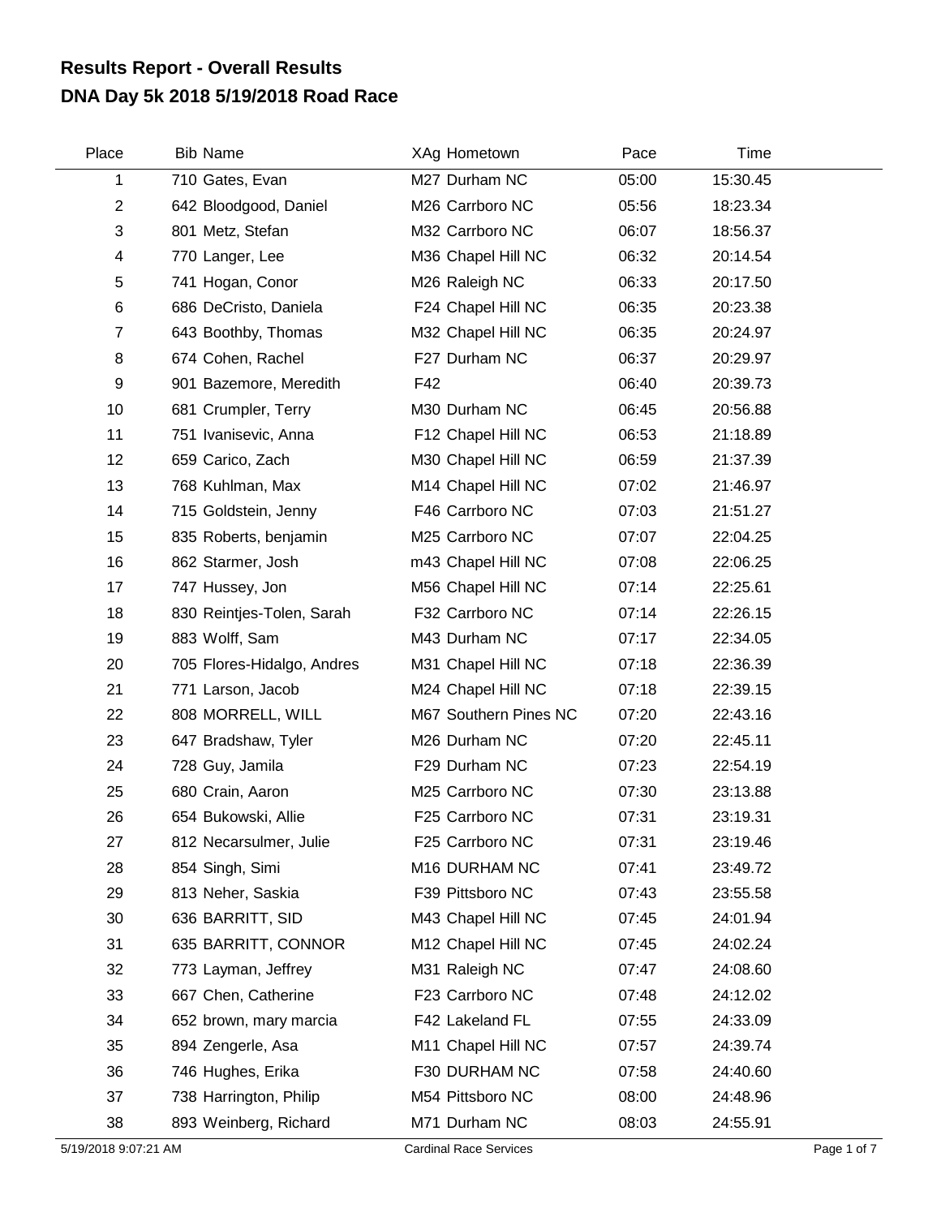# Results Report - Overall Results

## DNA Day 5k 2018 5/19/2018 Road Race

| Place | Bib | Name | XAg | Hometown | Pace | Time |
|---|---|---|---|---|---|---|
| 1 | 710 | Gates, Evan | M27 | Durham NC | 05:00 | 15:30.45 |
| 2 | 642 | Bloodgood, Daniel | M26 | Carrboro NC | 05:56 | 18:23.34 |
| 3 | 801 | Metz, Stefan | M32 | Carrboro NC | 06:07 | 18:56.37 |
| 4 | 770 | Langer, Lee | M36 | Chapel Hill NC | 06:32 | 20:14.54 |
| 5 | 741 | Hogan, Conor | M26 | Raleigh NC | 06:33 | 20:17.50 |
| 6 | 686 | DeCristo, Daniela | F24 | Chapel Hill NC | 06:35 | 20:23.38 |
| 7 | 643 | Boothby, Thomas | M32 | Chapel Hill NC | 06:35 | 20:24.97 |
| 8 | 674 | Cohen, Rachel | F27 | Durham NC | 06:37 | 20:29.97 |
| 9 | 901 | Bazemore, Meredith | F42 | | 06:40 | 20:39.73 |
| 10 | 681 | Crumpler, Terry | M30 | Durham NC | 06:45 | 20:56.88 |
| 11 | 751 | Ivanisevic, Anna | F12 | Chapel Hill NC | 06:53 | 21:18.89 |
| 12 | 659 | Carico, Zach | M30 | Chapel Hill NC | 06:59 | 21:37.39 |
| 13 | 768 | Kuhlman, Max | M14 | Chapel Hill NC | 07:02 | 21:46.97 |
| 14 | 715 | Goldstein, Jenny | F46 | Carrboro NC | 07:03 | 21:51.27 |
| 15 | 835 | Roberts, benjamin | M25 | Carrboro NC | 07:07 | 22:04.25 |
| 16 | 862 | Starmer, Josh | m43 | Chapel Hill NC | 07:08 | 22:06.25 |
| 17 | 747 | Hussey, Jon | M56 | Chapel Hill NC | 07:14 | 22:25.61 |
| 18 | 830 | Reintjes-Tolen, Sarah | F32 | Carrboro NC | 07:14 | 22:26.15 |
| 19 | 883 | Wolff, Sam | M43 | Durham NC | 07:17 | 22:34.05 |
| 20 | 705 | Flores-Hidalgo, Andres | M31 | Chapel Hill NC | 07:18 | 22:36.39 |
| 21 | 771 | Larson, Jacob | M24 | Chapel Hill NC | 07:18 | 22:39.15 |
| 22 | 808 | MORRELL, WILL | M67 | Southern Pines NC | 07:20 | 22:43.16 |
| 23 | 647 | Bradshaw, Tyler | M26 | Durham NC | 07:20 | 22:45.11 |
| 24 | 728 | Guy, Jamila | F29 | Durham NC | 07:23 | 22:54.19 |
| 25 | 680 | Crain, Aaron | M25 | Carrboro NC | 07:30 | 23:13.88 |
| 26 | 654 | Bukowski, Allie | F25 | Carrboro NC | 07:31 | 23:19.31 |
| 27 | 812 | Necarsulmer, Julie | F25 | Carrboro NC | 07:31 | 23:19.46 |
| 28 | 854 | Singh, Simi | M16 | DURHAM NC | 07:41 | 23:49.72 |
| 29 | 813 | Neher, Saskia | F39 | Pittsboro NC | 07:43 | 23:55.58 |
| 30 | 636 | BARRITT, SID | M43 | Chapel Hill NC | 07:45 | 24:01.94 |
| 31 | 635 | BARRITT, CONNOR | M12 | Chapel Hill NC | 07:45 | 24:02.24 |
| 32 | 773 | Layman, Jeffrey | M31 | Raleigh NC | 07:47 | 24:08.60 |
| 33 | 667 | Chen, Catherine | F23 | Carrboro NC | 07:48 | 24:12.02 |
| 34 | 652 | brown, mary marcia | F42 | Lakeland FL | 07:55 | 24:33.09 |
| 35 | 894 | Zengerle, Asa | M11 | Chapel Hill NC | 07:57 | 24:39.74 |
| 36 | 746 | Hughes, Erika | F30 | DURHAM NC | 07:58 | 24:40.60 |
| 37 | 738 | Harrington, Philip | M54 | Pittsboro NC | 08:00 | 24:48.96 |
| 38 | 893 | Weinberg, Richard | M71 | Durham NC | 08:03 | 24:55.91 |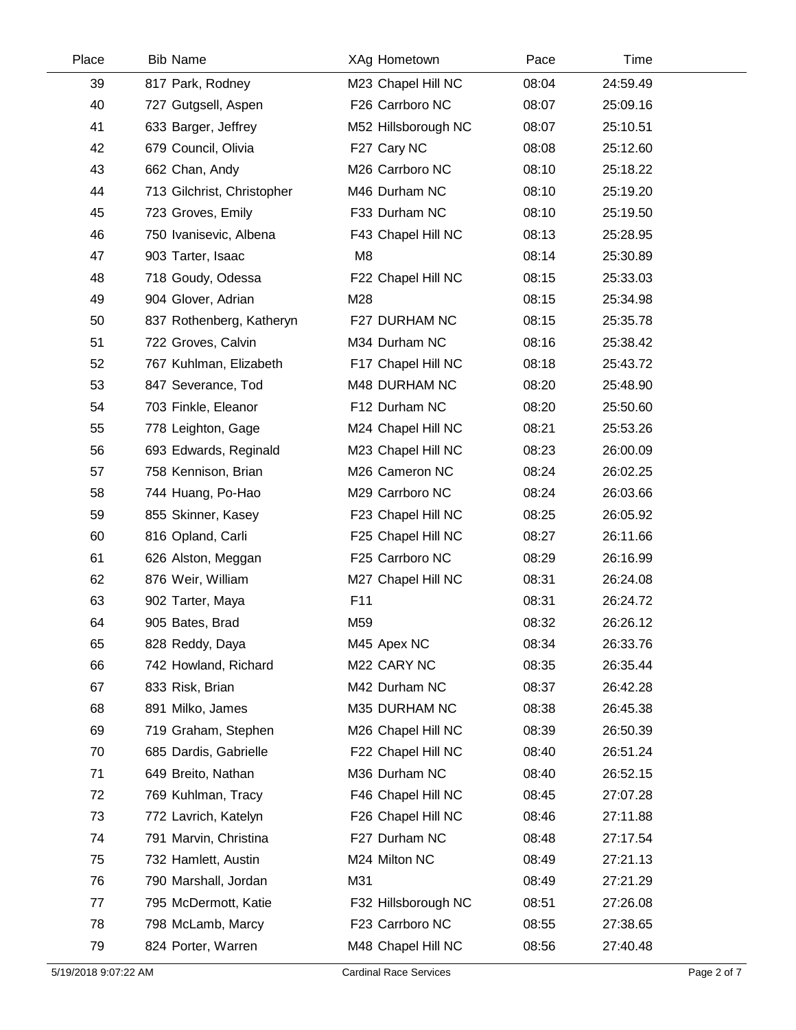| Place | Bib | Name | XAg | Hometown | Pace | Time |
|---|---|---|---|---|---|---|
| 39 | 817 | Park, Rodney | M23 | Chapel Hill NC | 08:04 | 24:59.49 |
| 40 | 727 | Gutgsell, Aspen | F26 | Carrboro NC | 08:07 | 25:09.16 |
| 41 | 633 | Barger, Jeffrey | M52 | Hillsborough NC | 08:07 | 25:10.51 |
| 42 | 679 | Council, Olivia | F27 | Cary NC | 08:08 | 25:12.60 |
| 43 | 662 | Chan, Andy | M26 | Carrboro NC | 08:10 | 25:18.22 |
| 44 | 713 | Gilchrist, Christopher | M46 | Durham NC | 08:10 | 25:19.20 |
| 45 | 723 | Groves, Emily | F33 | Durham NC | 08:10 | 25:19.50 |
| 46 | 750 | Ivanisevic, Albena | F43 | Chapel Hill NC | 08:13 | 25:28.95 |
| 47 | 903 | Tarter, Isaac | M8 | | 08:14 | 25:30.89 |
| 48 | 718 | Goudy, Odessa | F22 | Chapel Hill NC | 08:15 | 25:33.03 |
| 49 | 904 | Glover, Adrian | M28 | | 08:15 | 25:34.98 |
| 50 | 837 | Rothenberg, Katheryn | F27 | DURHAM NC | 08:15 | 25:35.78 |
| 51 | 722 | Groves, Calvin | M34 | Durham NC | 08:16 | 25:38.42 |
| 52 | 767 | Kuhlman, Elizabeth | F17 | Chapel Hill NC | 08:18 | 25:43.72 |
| 53 | 847 | Severance, Tod | M48 | DURHAM NC | 08:20 | 25:48.90 |
| 54 | 703 | Finkle, Eleanor | F12 | Durham NC | 08:20 | 25:50.60 |
| 55 | 778 | Leighton, Gage | M24 | Chapel Hill NC | 08:21 | 25:53.26 |
| 56 | 693 | Edwards, Reginald | M23 | Chapel Hill NC | 08:23 | 26:00.09 |
| 57 | 758 | Kennison, Brian | M26 | Cameron NC | 08:24 | 26:02.25 |
| 58 | 744 | Huang, Po-Hao | M29 | Carrboro NC | 08:24 | 26:03.66 |
| 59 | 855 | Skinner, Kasey | F23 | Chapel Hill NC | 08:25 | 26:05.92 |
| 60 | 816 | Opland, Carli | F25 | Chapel Hill NC | 08:27 | 26:11.66 |
| 61 | 626 | Alston, Meggan | F25 | Carrboro NC | 08:29 | 26:16.99 |
| 62 | 876 | Weir, William | M27 | Chapel Hill NC | 08:31 | 26:24.08 |
| 63 | 902 | Tarter, Maya | F11 | | 08:31 | 26:24.72 |
| 64 | 905 | Bates, Brad | M59 | | 08:32 | 26:26.12 |
| 65 | 828 | Reddy, Daya | M45 | Apex NC | 08:34 | 26:33.76 |
| 66 | 742 | Howland, Richard | M22 | CARY NC | 08:35 | 26:35.44 |
| 67 | 833 | Risk, Brian | M42 | Durham NC | 08:37 | 26:42.28 |
| 68 | 891 | Milko, James | M35 | DURHAM NC | 08:38 | 26:45.38 |
| 69 | 719 | Graham, Stephen | M26 | Chapel Hill NC | 08:39 | 26:50.39 |
| 70 | 685 | Dardis, Gabrielle | F22 | Chapel Hill NC | 08:40 | 26:51.24 |
| 71 | 649 | Breito, Nathan | M36 | Durham NC | 08:40 | 26:52.15 |
| 72 | 769 | Kuhlman, Tracy | F46 | Chapel Hill NC | 08:45 | 27:07.28 |
| 73 | 772 | Lavrich, Katelyn | F26 | Chapel Hill NC | 08:46 | 27:11.88 |
| 74 | 791 | Marvin, Christina | F27 | Durham NC | 08:48 | 27:17.54 |
| 75 | 732 | Hamlett, Austin | M24 | Milton NC | 08:49 | 27:21.13 |
| 76 | 790 | Marshall, Jordan | M31 | | 08:49 | 27:21.29 |
| 77 | 795 | McDermott, Katie | F32 | Hillsborough NC | 08:51 | 27:26.08 |
| 78 | 798 | McLamb, Marcy | F23 | Carrboro NC | 08:55 | 27:38.65 |
| 79 | 824 | Porter, Warren | M48 | Chapel Hill NC | 08:56 | 27:40.48 |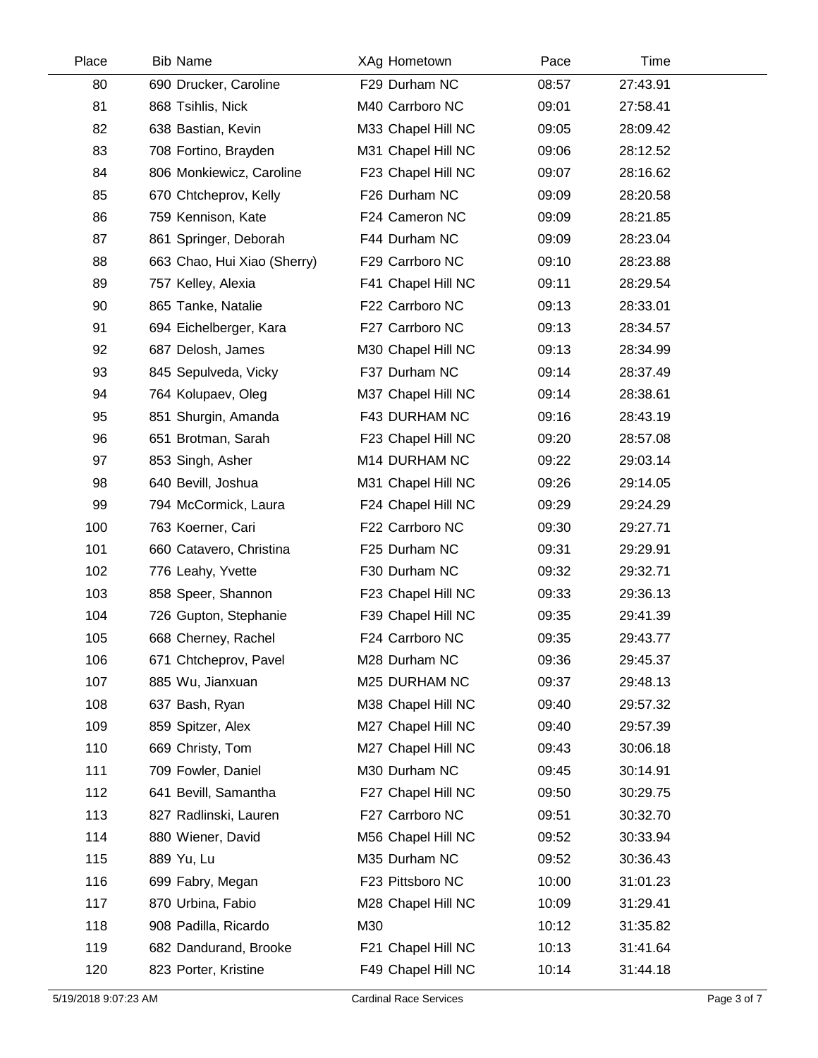| Place | Bib | Name | XAg | Hometown | Pace | Time |
|---|---|---|---|---|---|---|
| 80 | 690 | Drucker, Caroline | F29 | Durham NC | 08:57 | 27:43.91 |
| 81 | 868 | Tsihlis, Nick | M40 | Carrboro NC | 09:01 | 27:58.41 |
| 82 | 638 | Bastian, Kevin | M33 | Chapel Hill NC | 09:05 | 28:09.42 |
| 83 | 708 | Fortino, Brayden | M31 | Chapel Hill NC | 09:06 | 28:12.52 |
| 84 | 806 | Monkiewicz, Caroline | F23 | Chapel Hill NC | 09:07 | 28:16.62 |
| 85 | 670 | Chtcheprov, Kelly | F26 | Durham NC | 09:09 | 28:20.58 |
| 86 | 759 | Kennison, Kate | F24 | Cameron NC | 09:09 | 28:21.85 |
| 87 | 861 | Springer, Deborah | F44 | Durham NC | 09:09 | 28:23.04 |
| 88 | 663 | Chao, Hui Xiao (Sherry) | F29 | Carrboro NC | 09:10 | 28:23.88 |
| 89 | 757 | Kelley, Alexia | F41 | Chapel Hill NC | 09:11 | 28:29.54 |
| 90 | 865 | Tanke, Natalie | F22 | Carrboro NC | 09:13 | 28:33.01 |
| 91 | 694 | Eichelberger, Kara | F27 | Carrboro NC | 09:13 | 28:34.57 |
| 92 | 687 | Delosh, James | M30 | Chapel Hill NC | 09:13 | 28:34.99 |
| 93 | 845 | Sepulveda, Vicky | F37 | Durham NC | 09:14 | 28:37.49 |
| 94 | 764 | Kolupaev, Oleg | M37 | Chapel Hill NC | 09:14 | 28:38.61 |
| 95 | 851 | Shurgin, Amanda | F43 | DURHAM NC | 09:16 | 28:43.19 |
| 96 | 651 | Brotman, Sarah | F23 | Chapel Hill NC | 09:20 | 28:57.08 |
| 97 | 853 | Singh, Asher | M14 | DURHAM NC | 09:22 | 29:03.14 |
| 98 | 640 | Bevill, Joshua | M31 | Chapel Hill NC | 09:26 | 29:14.05 |
| 99 | 794 | McCormick, Laura | F24 | Chapel Hill NC | 09:29 | 29:24.29 |
| 100 | 763 | Koerner, Cari | F22 | Carrboro NC | 09:30 | 29:27.71 |
| 101 | 660 | Catavero, Christina | F25 | Durham NC | 09:31 | 29:29.91 |
| 102 | 776 | Leahy, Yvette | F30 | Durham NC | 09:32 | 29:32.71 |
| 103 | 858 | Speer, Shannon | F23 | Chapel Hill NC | 09:33 | 29:36.13 |
| 104 | 726 | Gupton, Stephanie | F39 | Chapel Hill NC | 09:35 | 29:41.39 |
| 105 | 668 | Cherney, Rachel | F24 | Carrboro NC | 09:35 | 29:43.77 |
| 106 | 671 | Chtcheprov, Pavel | M28 | Durham NC | 09:36 | 29:45.37 |
| 107 | 885 | Wu, Jianxuan | M25 | DURHAM NC | 09:37 | 29:48.13 |
| 108 | 637 | Bash, Ryan | M38 | Chapel Hill NC | 09:40 | 29:57.32 |
| 109 | 859 | Spitzer, Alex | M27 | Chapel Hill NC | 09:40 | 29:57.39 |
| 110 | 669 | Christy, Tom | M27 | Chapel Hill NC | 09:43 | 30:06.18 |
| 111 | 709 | Fowler, Daniel | M30 | Durham NC | 09:45 | 30:14.91 |
| 112 | 641 | Bevill, Samantha | F27 | Chapel Hill NC | 09:50 | 30:29.75 |
| 113 | 827 | Radlinski, Lauren | F27 | Carrboro NC | 09:51 | 30:32.70 |
| 114 | 880 | Wiener, David | M56 | Chapel Hill NC | 09:52 | 30:33.94 |
| 115 | 889 | Yu, Lu | M35 | Durham NC | 09:52 | 30:36.43 |
| 116 | 699 | Fabry, Megan | F23 | Pittsboro NC | 10:00 | 31:01.23 |
| 117 | 870 | Urbina, Fabio | M28 | Chapel Hill NC | 10:09 | 31:29.41 |
| 118 | 908 | Padilla, Ricardo | M30 | | 10:12 | 31:35.82 |
| 119 | 682 | Dandurand, Brooke | F21 | Chapel Hill NC | 10:13 | 31:41.64 |
| 120 | 823 | Porter, Kristine | F49 | Chapel Hill NC | 10:14 | 31:44.18 |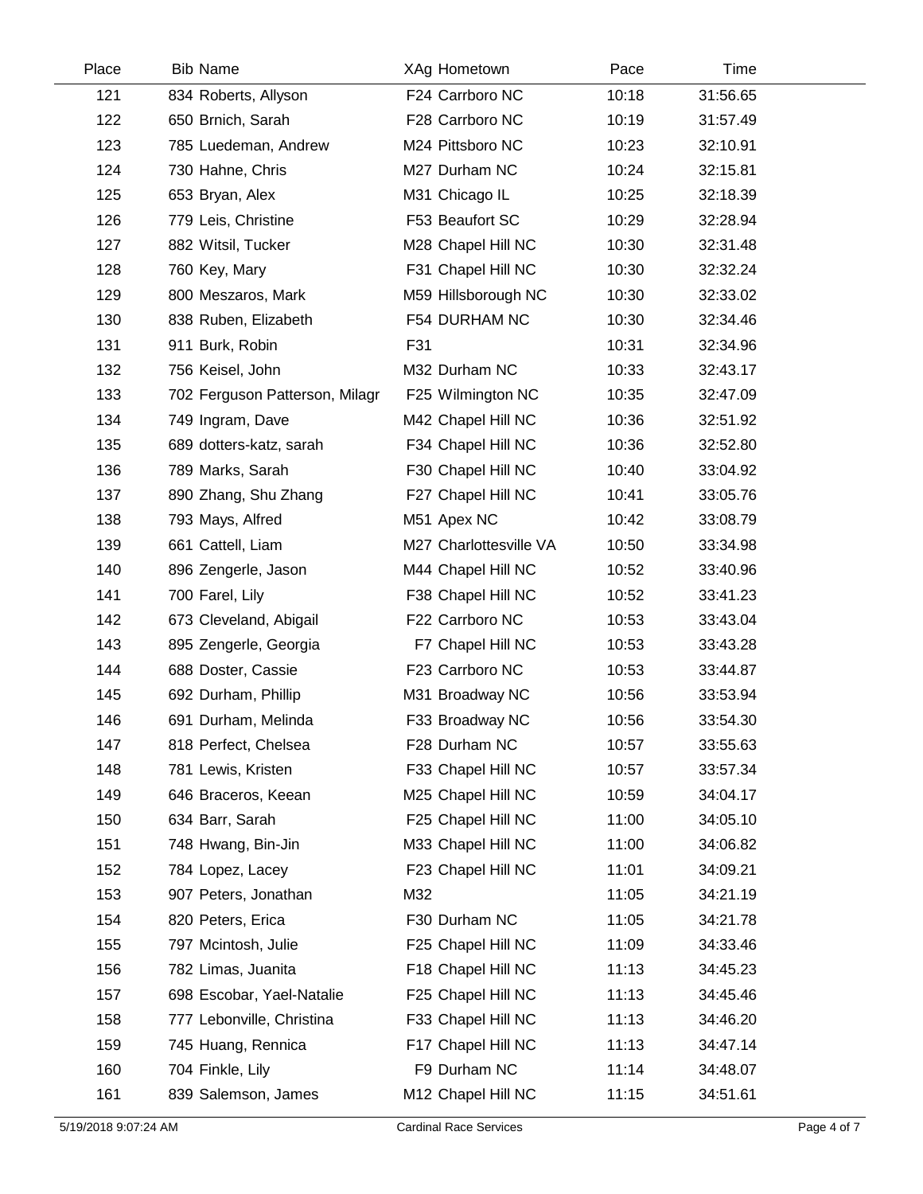| Place | Bib | Name | XAg | Hometown | Pace | Time |
|---|---|---|---|---|---|---|
| 121 | 834 | Roberts, Allyson | F24 | Carrboro NC | 10:18 | 31:56.65 |
| 122 | 650 | Brnich, Sarah | F28 | Carrboro NC | 10:19 | 31:57.49 |
| 123 | 785 | Luedeman, Andrew | M24 | Pittsboro NC | 10:23 | 32:10.91 |
| 124 | 730 | Hahne, Chris | M27 | Durham NC | 10:24 | 32:15.81 |
| 125 | 653 | Bryan, Alex | M31 | Chicago IL | 10:25 | 32:18.39 |
| 126 | 779 | Leis, Christine | F53 | Beaufort SC | 10:29 | 32:28.94 |
| 127 | 882 | Witsil, Tucker | M28 | Chapel Hill NC | 10:30 | 32:31.48 |
| 128 | 760 | Key, Mary | F31 | Chapel Hill NC | 10:30 | 32:32.24 |
| 129 | 800 | Meszaros, Mark | M59 | Hillsborough NC | 10:30 | 32:33.02 |
| 130 | 838 | Ruben, Elizabeth | F54 | DURHAM NC | 10:30 | 32:34.46 |
| 131 | 911 | Burk, Robin | F31 | | 10:31 | 32:34.96 |
| 132 | 756 | Keisel, John | M32 | Durham NC | 10:33 | 32:43.17 |
| 133 | 702 | Ferguson Patterson, Milagr | F25 | Wilmington NC | 10:35 | 32:47.09 |
| 134 | 749 | Ingram, Dave | M42 | Chapel Hill NC | 10:36 | 32:51.92 |
| 135 | 689 | dotters-katz, sarah | F34 | Chapel Hill NC | 10:36 | 32:52.80 |
| 136 | 789 | Marks, Sarah | F30 | Chapel Hill NC | 10:40 | 33:04.92 |
| 137 | 890 | Zhang, Shu Zhang | F27 | Chapel Hill NC | 10:41 | 33:05.76 |
| 138 | 793 | Mays, Alfred | M51 | Apex NC | 10:42 | 33:08.79 |
| 139 | 661 | Cattell, Liam | M27 | Charlottesville VA | 10:50 | 33:34.98 |
| 140 | 896 | Zengerle, Jason | M44 | Chapel Hill NC | 10:52 | 33:40.96 |
| 141 | 700 | Farel, Lily | F38 | Chapel Hill NC | 10:52 | 33:41.23 |
| 142 | 673 | Cleveland, Abigail | F22 | Carrboro NC | 10:53 | 33:43.04 |
| 143 | 895 | Zengerle, Georgia | F7 | Chapel Hill NC | 10:53 | 33:43.28 |
| 144 | 688 | Doster, Cassie | F23 | Carrboro NC | 10:53 | 33:44.87 |
| 145 | 692 | Durham, Phillip | M31 | Broadway NC | 10:56 | 33:53.94 |
| 146 | 691 | Durham, Melinda | F33 | Broadway NC | 10:56 | 33:54.30 |
| 147 | 818 | Perfect, Chelsea | F28 | Durham NC | 10:57 | 33:55.63 |
| 148 | 781 | Lewis, Kristen | F33 | Chapel Hill NC | 10:57 | 33:57.34 |
| 149 | 646 | Braceros, Keean | M25 | Chapel Hill NC | 10:59 | 34:04.17 |
| 150 | 634 | Barr, Sarah | F25 | Chapel Hill NC | 11:00 | 34:05.10 |
| 151 | 748 | Hwang, Bin-Jin | M33 | Chapel Hill NC | 11:00 | 34:06.82 |
| 152 | 784 | Lopez, Lacey | F23 | Chapel Hill NC | 11:01 | 34:09.21 |
| 153 | 907 | Peters, Jonathan | M32 | | 11:05 | 34:21.19 |
| 154 | 820 | Peters, Erica | F30 | Durham NC | 11:05 | 34:21.78 |
| 155 | 797 | Mcintosh, Julie | F25 | Chapel Hill NC | 11:09 | 34:33.46 |
| 156 | 782 | Limas, Juanita | F18 | Chapel Hill NC | 11:13 | 34:45.23 |
| 157 | 698 | Escobar, Yael-Natalie | F25 | Chapel Hill NC | 11:13 | 34:45.46 |
| 158 | 777 | Lebonville, Christina | F33 | Chapel Hill NC | 11:13 | 34:46.20 |
| 159 | 745 | Huang, Rennica | F17 | Chapel Hill NC | 11:13 | 34:47.14 |
| 160 | 704 | Finkle, Lily | F9 | Durham NC | 11:14 | 34:48.07 |
| 161 | 839 | Salemson, James | M12 | Chapel Hill NC | 11:15 | 34:51.61 |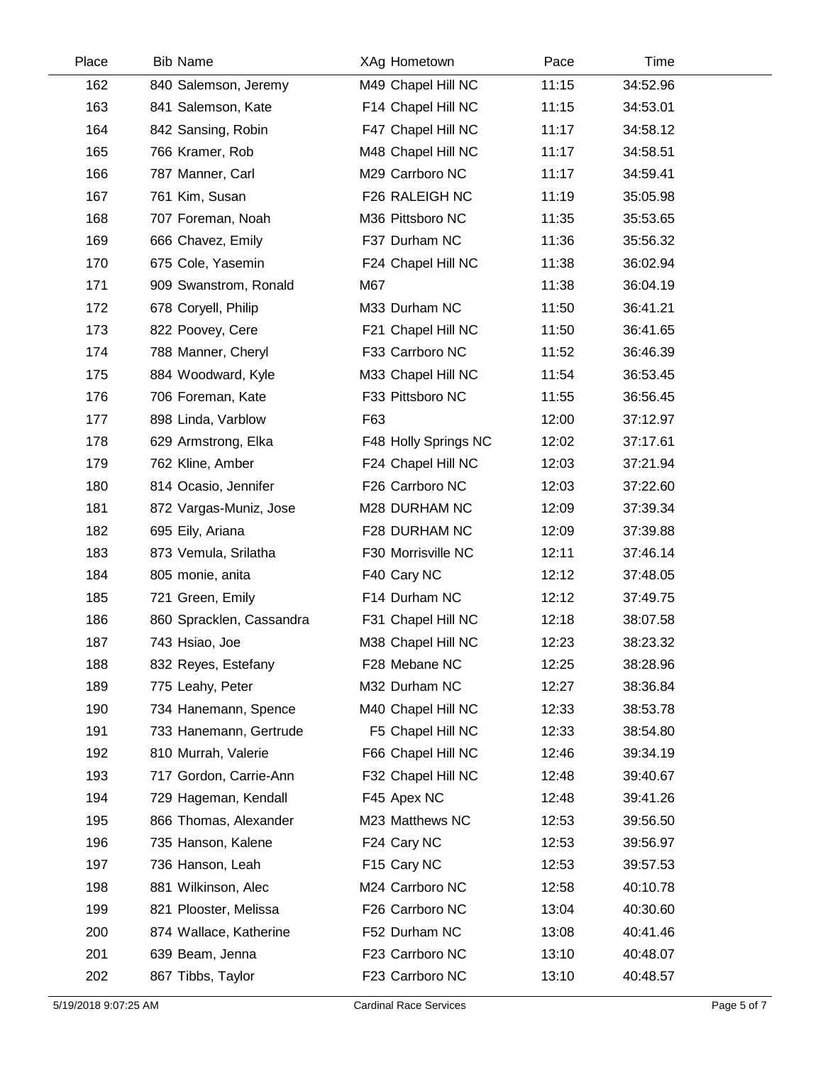| Place | Bib | Name | XAg | Hometown | Pace | Time |
|---|---|---|---|---|---|---|
| 162 | 840 | Salemson, Jeremy | M49 | Chapel Hill NC | 11:15 | 34:52.96 |
| 163 | 841 | Salemson, Kate | F14 | Chapel Hill NC | 11:15 | 34:53.01 |
| 164 | 842 | Sansing, Robin | F47 | Chapel Hill NC | 11:17 | 34:58.12 |
| 165 | 766 | Kramer, Rob | M48 | Chapel Hill NC | 11:17 | 34:58.51 |
| 166 | 787 | Manner, Carl | M29 | Carrboro NC | 11:17 | 34:59.41 |
| 167 | 761 | Kim, Susan | F26 | RALEIGH NC | 11:19 | 35:05.98 |
| 168 | 707 | Foreman, Noah | M36 | Pittsboro NC | 11:35 | 35:53.65 |
| 169 | 666 | Chavez, Emily | F37 | Durham NC | 11:36 | 35:56.32 |
| 170 | 675 | Cole, Yasemin | F24 | Chapel Hill NC | 11:38 | 36:02.94 |
| 171 | 909 | Swanstrom, Ronald | M67 | | 11:38 | 36:04.19 |
| 172 | 678 | Coryell, Philip | M33 | Durham NC | 11:50 | 36:41.21 |
| 173 | 822 | Poovey, Cere | F21 | Chapel Hill NC | 11:50 | 36:41.65 |
| 174 | 788 | Manner, Cheryl | F33 | Carrboro NC | 11:52 | 36:46.39 |
| 175 | 884 | Woodward, Kyle | M33 | Chapel Hill NC | 11:54 | 36:53.45 |
| 176 | 706 | Foreman, Kate | F33 | Pittsboro NC | 11:55 | 36:56.45 |
| 177 | 898 | Linda, Varblow | F63 | | 12:00 | 37:12.97 |
| 178 | 629 | Armstrong, Elka | F48 | Holly Springs NC | 12:02 | 37:17.61 |
| 179 | 762 | Kline, Amber | F24 | Chapel Hill NC | 12:03 | 37:21.94 |
| 180 | 814 | Ocasio, Jennifer | F26 | Carrboro NC | 12:03 | 37:22.60 |
| 181 | 872 | Vargas-Muniz, Jose | M28 | DURHAM NC | 12:09 | 37:39.34 |
| 182 | 695 | Eily, Ariana | F28 | DURHAM NC | 12:09 | 37:39.88 |
| 183 | 873 | Vemula, Srilatha | F30 | Morrisville NC | 12:11 | 37:46.14 |
| 184 | 805 | monie, anita | F40 | Cary NC | 12:12 | 37:48.05 |
| 185 | 721 | Green, Emily | F14 | Durham NC | 12:12 | 37:49.75 |
| 186 | 860 | Spracklen, Cassandra | F31 | Chapel Hill NC | 12:18 | 38:07.58 |
| 187 | 743 | Hsiao, Joe | M38 | Chapel Hill NC | 12:23 | 38:23.32 |
| 188 | 832 | Reyes, Estefany | F28 | Mebane NC | 12:25 | 38:28.96 |
| 189 | 775 | Leahy, Peter | M32 | Durham NC | 12:27 | 38:36.84 |
| 190 | 734 | Hanemann, Spence | M40 | Chapel Hill NC | 12:33 | 38:53.78 |
| 191 | 733 | Hanemann, Gertrude | F5 | Chapel Hill NC | 12:33 | 38:54.80 |
| 192 | 810 | Murrah, Valerie | F66 | Chapel Hill NC | 12:46 | 39:34.19 |
| 193 | 717 | Gordon, Carrie-Ann | F32 | Chapel Hill NC | 12:48 | 39:40.67 |
| 194 | 729 | Hageman, Kendall | F45 | Apex NC | 12:48 | 39:41.26 |
| 195 | 866 | Thomas, Alexander | M23 | Matthews NC | 12:53 | 39:56.50 |
| 196 | 735 | Hanson, Kalene | F24 | Cary NC | 12:53 | 39:56.97 |
| 197 | 736 | Hanson, Leah | F15 | Cary NC | 12:53 | 39:57.53 |
| 198 | 881 | Wilkinson, Alec | M24 | Carrboro NC | 12:58 | 40:10.78 |
| 199 | 821 | Plooster, Melissa | F26 | Carrboro NC | 13:04 | 40:30.60 |
| 200 | 874 | Wallace, Katherine | F52 | Durham NC | 13:08 | 40:41.46 |
| 201 | 639 | Beam, Jenna | F23 | Carrboro NC | 13:10 | 40:48.07 |
| 202 | 867 | Tibbs, Taylor | F23 | Carrboro NC | 13:10 | 40:48.57 |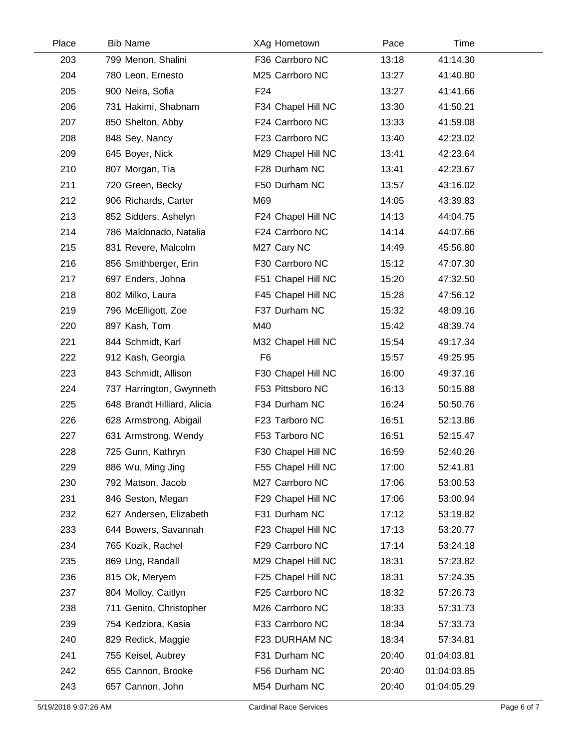| Place | Bib | Name | XAg | Hometown | Pace | Time |
|---|---|---|---|---|---|---|
| 203 | 799 | Menon, Shalini | F36 | Carrboro NC | 13:18 | 41:14.30 |
| 204 | 780 | Leon, Ernesto | M25 | Carrboro NC | 13:27 | 41:40.80 |
| 205 | 900 | Neira, Sofia | F24 | | 13:27 | 41:41.66 |
| 206 | 731 | Hakimi, Shabnam | F34 | Chapel Hill NC | 13:30 | 41:50.21 |
| 207 | 850 | Shelton, Abby | F24 | Carrboro NC | 13:33 | 41:59.08 |
| 208 | 848 | Sey, Nancy | F23 | Carrboro NC | 13:40 | 42:23.02 |
| 209 | 645 | Boyer, Nick | M29 | Chapel Hill NC | 13:41 | 42:23.64 |
| 210 | 807 | Morgan, Tia | F28 | Durham NC | 13:41 | 42:23.67 |
| 211 | 720 | Green, Becky | F50 | Durham NC | 13:57 | 43:16.02 |
| 212 | 906 | Richards, Carter | M69 | | 14:05 | 43:39.83 |
| 213 | 852 | Sidders, Ashelyn | F24 | Chapel Hill NC | 14:13 | 44:04.75 |
| 214 | 786 | Maldonado, Natalia | F24 | Carrboro NC | 14:14 | 44:07.66 |
| 215 | 831 | Revere, Malcolm | M27 | Cary NC | 14:49 | 45:56.80 |
| 216 | 856 | Smithberger, Erin | F30 | Carrboro NC | 15:12 | 47:07.30 |
| 217 | 697 | Enders, Johna | F51 | Chapel Hill NC | 15:20 | 47:32.50 |
| 218 | 802 | Milko, Laura | F45 | Chapel Hill NC | 15:28 | 47:56.12 |
| 219 | 796 | McElligott, Zoe | F37 | Durham NC | 15:32 | 48:09.16 |
| 220 | 897 | Kash, Tom | M40 | | 15:42 | 48:39.74 |
| 221 | 844 | Schmidt, Karl | M32 | Chapel Hill NC | 15:54 | 49:17.34 |
| 222 | 912 | Kash, Georgia | F6 | | 15:57 | 49:25.95 |
| 223 | 843 | Schmidt, Allison | F30 | Chapel Hill NC | 16:00 | 49:37.16 |
| 224 | 737 | Harrington, Gwynneth | F53 | Pittsboro NC | 16:13 | 50:15.88 |
| 225 | 648 | Brandt Hilliard, Alicia | F34 | Durham NC | 16:24 | 50:50.76 |
| 226 | 628 | Armstrong, Abigail | F23 | Tarboro NC | 16:51 | 52:13.86 |
| 227 | 631 | Armstrong, Wendy | F53 | Tarboro NC | 16:51 | 52:15.47 |
| 228 | 725 | Gunn, Kathryn | F30 | Chapel Hill NC | 16:59 | 52:40.26 |
| 229 | 886 | Wu, Ming Jing | F55 | Chapel Hill NC | 17:00 | 52:41.81 |
| 230 | 792 | Matson, Jacob | M27 | Carrboro NC | 17:06 | 53:00.53 |
| 231 | 846 | Seston, Megan | F29 | Chapel Hill NC | 17:06 | 53:00.94 |
| 232 | 627 | Andersen, Elizabeth | F31 | Durham NC | 17:12 | 53:19.82 |
| 233 | 644 | Bowers, Savannah | F23 | Chapel Hill NC | 17:13 | 53:20.77 |
| 234 | 765 | Kozik, Rachel | F29 | Carrboro NC | 17:14 | 53:24.18 |
| 235 | 869 | Ung, Randall | M29 | Chapel Hill NC | 18:31 | 57:23.82 |
| 236 | 815 | Ok, Meryem | F25 | Chapel Hill NC | 18:31 | 57:24.35 |
| 237 | 804 | Molloy, Caitlyn | F25 | Carrboro NC | 18:32 | 57:26.73 |
| 238 | 711 | Genito, Christopher | M26 | Carrboro NC | 18:33 | 57:31.73 |
| 239 | 754 | Kedziora, Kasia | F33 | Carrboro NC | 18:34 | 57:33.73 |
| 240 | 829 | Redick, Maggie | F23 | DURHAM NC | 18:34 | 57:34.81 |
| 241 | 755 | Keisel, Aubrey | F31 | Durham NC | 20:40 | 01:04:03.81 |
| 242 | 655 | Cannon, Brooke | F56 | Durham NC | 20:40 | 01:04:03.85 |
| 243 | 657 | Cannon, John | M54 | Durham NC | 20:40 | 01:04:05.29 |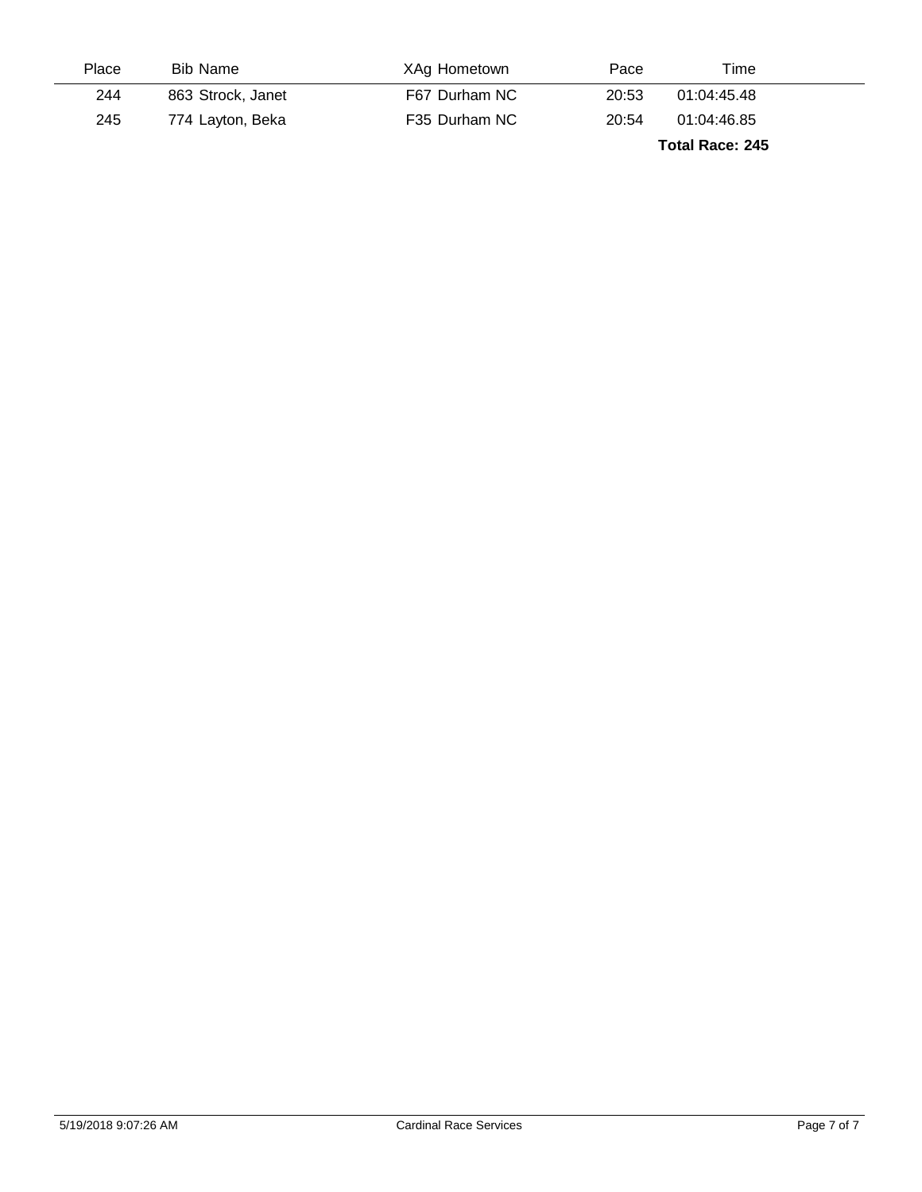| Place | Bib | Name | X | Ag | Hometown | Pace | Time |
|---|---|---|---|---|---|---|---|
| 244 | 863 | Strock, Janet | F | 67 | Durham NC | 20:53 | 01:04:45.48 |
| 245 | 774 | Layton, Beka | F | 35 | Durham NC | 20:54 | 01:04:46.85 |

**Total Race: 245**